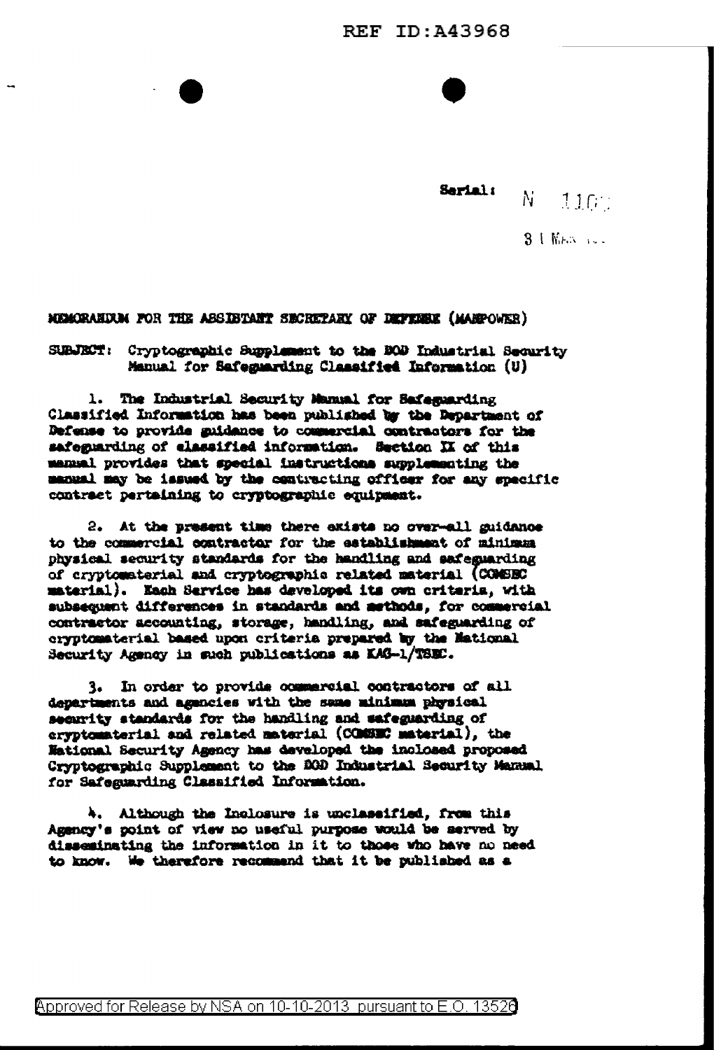REF ID:A43968

Serial: N 1106

31 MAR ...

MEMORANDUM FOR THE ASSISTANT SECRETARY OF DEFENSE (MANPOWER)

SUBJECT: Cryptographic Supplement to the DOD Industrial Security Manual for Safeguarding Classified Information (U)

1. The Industrial Security Manual for Safeguarding Classified Information has been published by the Department of Defense to provide guidance to commercial contractors for the safeguarding of classified information. Section IX of this manual provides that special instructions supplementing the manual may be issued by the contracting officer for any specific contract pertaining to cryptographic equipment.

2. At the present time there exists no over-all guidance to the commercial contractor for the establishment of minimum physical security standards for the handling and safeguarding of cryptomaterial and cryptographic related material (COMSEC material). Each Service has developed its own criteria, with subsequent differences in standards and methods, for commercial contractor accounting, storage, handling, and safeguarding of cryptomaterial based upon criteria prepared by the National Security Agency in such publications as KAG-1/TSEC.

3. In order to provide commercial contractors of all departments and agencies with the same minimum physical security standards for the handling and safeguarding of cryptomaterial and related material (COMSEC material), the National Security Agency has developed the inclosed proposed Cryptographic Supplement to the DOD Industrial Security Manual for Safeguarding Classified Information.

4. Although the Inclosure is unclassified, from this Agency's point of view no useful purpose would be served by disseminating the information in it to those who have no need to know. We therefore recommend that it be published as a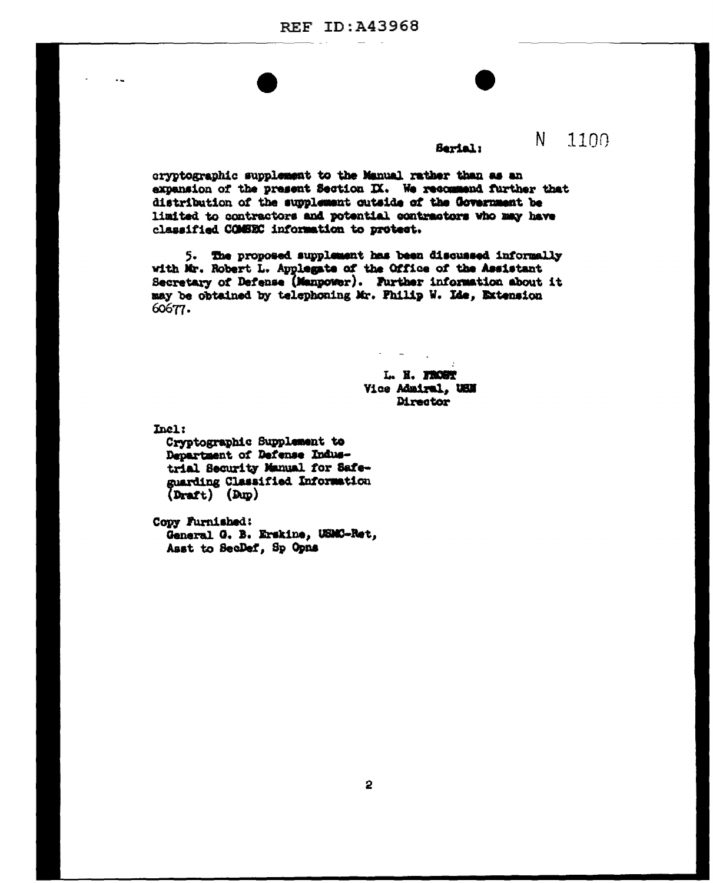Serial: N 1100

cryptographic supplement to the Manual rather than as an expansion of the present Section IX. We recommend further that distribution of the supplement outside of the Government be limited to contractors and potential contractors who may have classified COMSEC information to protect.

5. The proposed supplement has been discussed informally with Mr. Robert L. Applegate of the Office of the Assistant Secretary of Defense (Manpower). Further information about it may be obtained by telephoning Mr. Philip W. Ide, Extension 60677.

L. H. FROST
Vice Admiral, USN
Director

Incl:
Cryptographic Supplement to Department of Defense Industrial Security Manual for Safeguarding Classified Information (Draft) (Dup)

Copy Furnished:
General G. B. Erskine, USMC-Ret,
Asst to SecDef, Sp Opns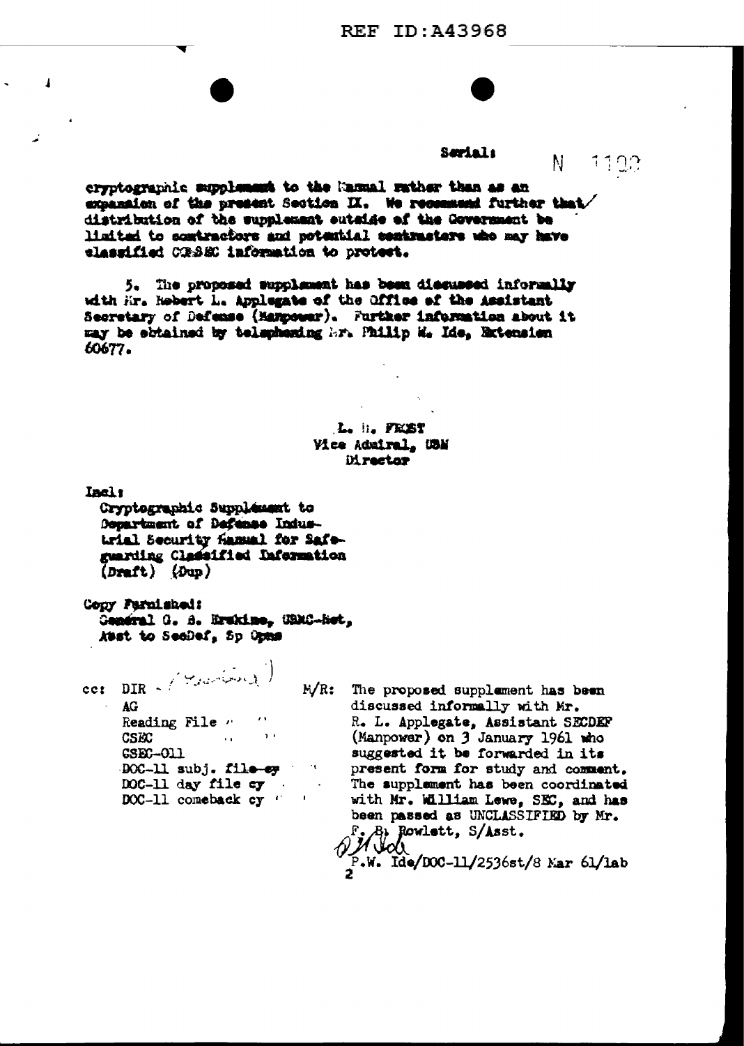Serial: N 1192

cryptographic supplement to the Manual rather than as an expansion of the present Section IX. We recommend further that distribution of the supplement outside of the Government be limited to contractors and potential contractors who may have classified COMSEC information to protect.

5. The proposed supplement has been discussed informally with Mr. Robert L. Applegate of the Office of the Assistant Secretary of Defense (Manpower). Further information about it may be obtained by telephoning Mr. Philip W. Ide, Extension 60677.

L. H. FROST
Vice Admiral, USN
Director

Incl:
Cryptographic Supplement to Department of Defense Industrial Security Manual for Safeguarding Classified Information (Draft) (Dup)

Copy Furnished:
General G. B. Erskine, USMC-Ret,
Asst to SecDef, Sp Opns

cc: DIR
AG
Reading File
CSEC
CSEC-011
DOC-11 subj. file cy
DOC-11 day file cy
DOC-11 comeback cy

M/R: The proposed supplement has been discussed informally with Mr. R. L. Applegate, Assistant SECDEF (Manpower) on 3 January 1961 who suggested it be forwarded in its present form for study and comment. The supplement has been coordinated with Mr. William Lewe, SEC, and has been passed as UNCLASSIFIED by Mr. F. B. Rowlett, S/Asst.

P.W. Ide/DOC-11/2536st/8 Mar 61/lab